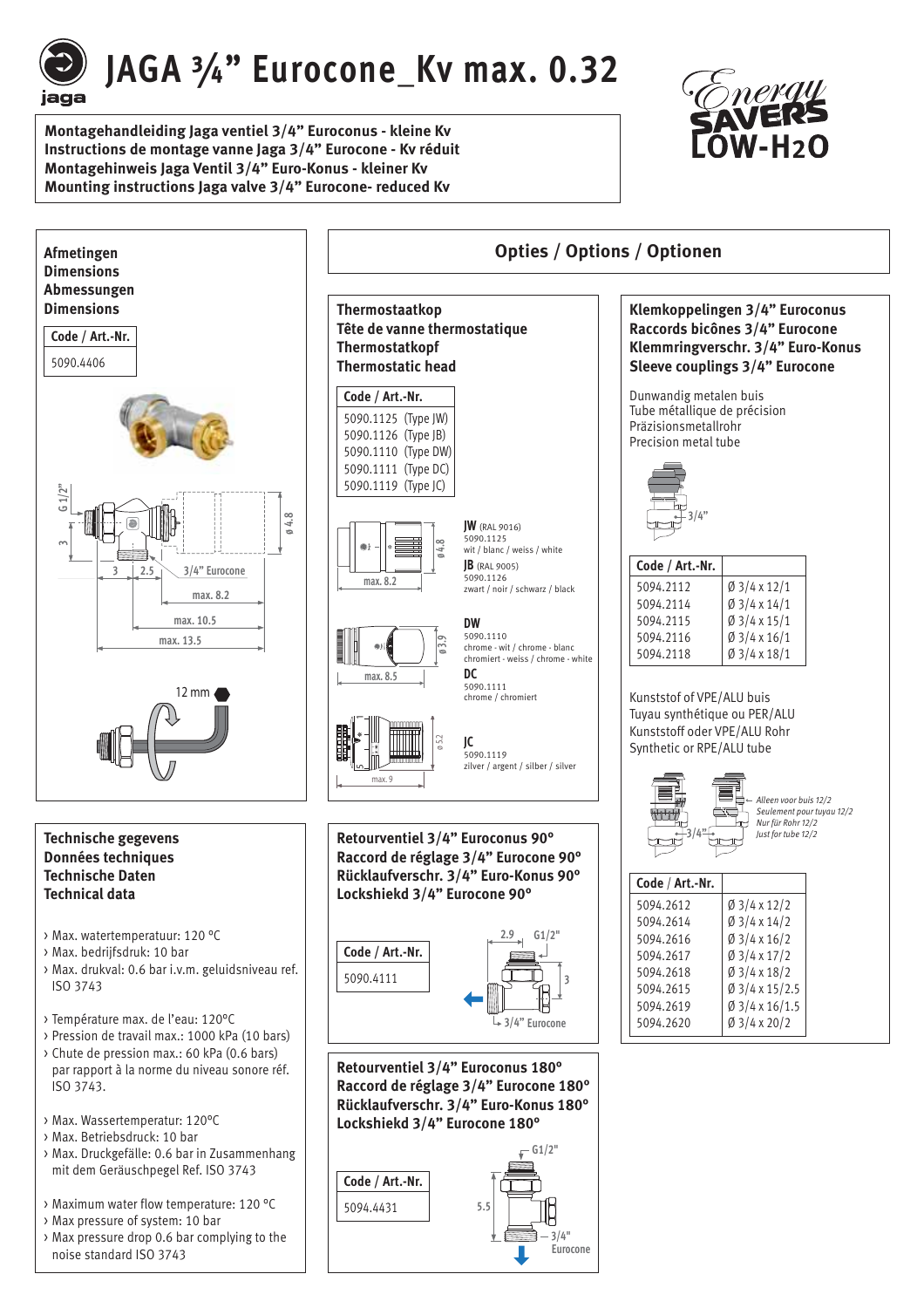# JAGA ¾" Eurocone_Kv max. 0.32

**Montagehandleiding Jaga ventiel 3/4" Euroconus - kleine Kv**
**Instructions de montage vanne Jaga 3/4" Eurocone - Kv réduit**
**Montagehinweis Jaga Ventil 3/4" Euro-Konus - kleiner Kv**
**Mounting instructions Jaga valve 3/4" Eurocone- reduced Kv**

Energy SAVERS LOW-H2O

## Afmetingen / Dimensions / Abmessungen / Dimensions

| Code / Art.-Nr. |
|---|
| 5090.4406 |

G 1/2" · 3 · 3 · 2.5 · 3/4" Eurocone · max. 8.2 · max. 10.5 · max. 13.5 · ø 4.8

12 mm

## Technische gegevens / Données techniques / Technische Daten / Technical data

- Max. watertemperatuur: 120 °C
- Max. bedrijfsdruk: 10 bar
- Max. drukval: 0.6 bar i.v.m. geluidsniveau ref. ISO 3743

- Température max. de l'eau: 120°C
- Pression de travail max.: 1000 kPa (10 bars)
- Chute de pression max.: 60 kPa (0.6 bars) par rapport à la norme du niveau sonore réf. ISO 3743.

- Max. Wassertemperatur: 120°C
- Max. Betriebsdruck: 10 bar
- Max. Druckgefälle: 0.6 bar in Zusammenhang mit dem Geräuschpegel Ref. ISO 3743

- Maximum water flow temperature: 120 °C
- Max pressure of system: 10 bar
- Max pressure drop 0.6 bar complying to the noise standard ISO 3743

## Opties / Options / Optionen

### Thermostaatkop / Tête de vanne thermostatique / Thermostatkopf / Thermostatic head

| Code / Art.-Nr. |
|---|
| 5090.1125 (Type JW) |
| 5090.1126 (Type JB) |
| 5090.1110 (Type DW) |
| 5090.1111 (Type DC) |
| 5090.1119 (Type JC) |

**JW** (RAL 9016) 5090.1125 wit / blanc / weiss / white

**JB** (RAL 9005) 5090.1126 zwart / noir / schwarz / black

max. 8.2 · ø 4.8

**DW** 5090.1110 chrome - wit / chrome - blanc chromiert - weiss / chrome - white

**DC** 5090.1111 chrome / chromiert

max. 8.5 · ø 3.9

**JC** 5090.1119 zilver / argent / silber / silver

max. 9 · ø 5.2

### Klemkoppelingen 3/4" Euroconus / Raccords bicônes 3/4" Eurocone / Klemmringverschr. 3/4" Euro-Konus / Sleeve couplings 3/4" Eurocone

Dunwandig metalen buis
Tube métallique de précision
Präzisionsmetallrohr
Precision metal tube

3/4"

| Code / Art.-Nr. | |
|---|---|
| 5094.2112 | Ø 3/4 x 12/1 |
| 5094.2114 | Ø 3/4 x 14/1 |
| 5094.2115 | Ø 3/4 x 15/1 |
| 5094.2116 | Ø 3/4 x 16/1 |
| 5094.2118 | Ø 3/4 x 18/1 |

Kunststof of VPE/ALU buis
Tuyau synthétique ou PER/ALU
Kunststoff oder VPE/ALU Rohr
Synthetic or RPE/ALU tube

3/4" · *Alleen voor buis 12/2 / Seulement pour tuyau 12/2 / Nur für Rohr 12/2 / Just for tube 12/2*

| Code / Art.-Nr. | |
|---|---|
| 5094.2612 | Ø 3/4 x 12/2 |
| 5094.2614 | Ø 3/4 x 14/2 |
| 5094.2616 | Ø 3/4 x 16/2 |
| 5094.2617 | Ø 3/4 x 17/2 |
| 5094.2618 | Ø 3/4 x 18/2 |
| 5094.2615 | Ø 3/4 x 15/2.5 |
| 5094.2619 | Ø 3/4 x 16/1.5 |
| 5094.2620 | Ø 3/4 x 20/2 |

### Retourventiel 3/4" Euroconus 90° / Raccord de réglage 3/4" Eurocone 90° / Rücklaufverschr. 3/4" Euro-Konus 90° / Lockshiekd 3/4" Eurocone 90°

| Code / Art.-Nr. |
|---|
| 5090.4111 |

2.9 · G1/2" · 3 · 3/4" Eurocone

### Retourventiel 3/4" Euroconus 180° / Raccord de réglage 3/4" Eurocone 180° / Rücklaufverschr. 3/4" Euro-Konus 180° / Lockshiekd 3/4" Eurocone 180°

| Code / Art.-Nr. |
|---|
| 5094.4431 |

G1/2" · 5.5 · 3/4" Eurocone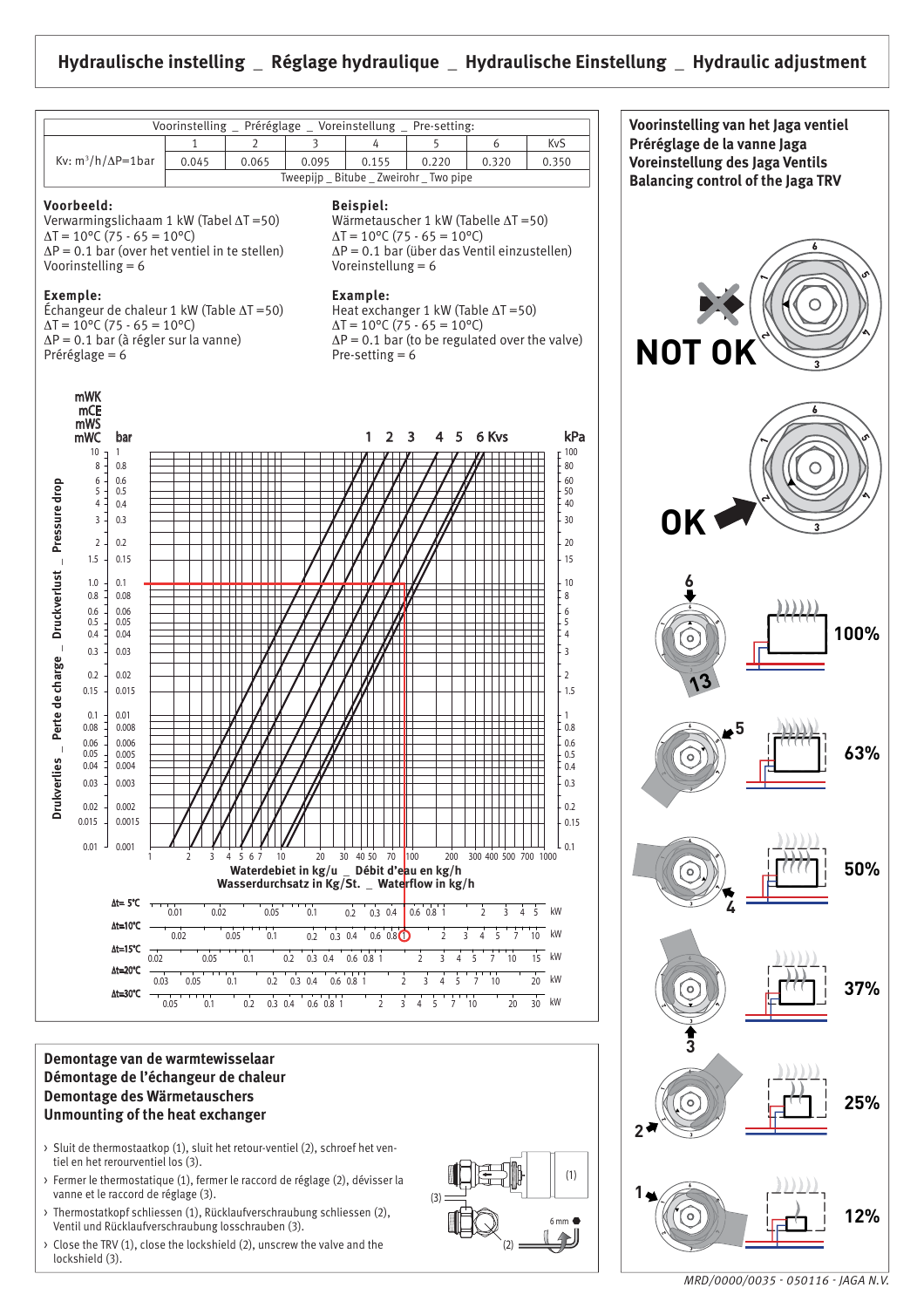# Hydraulische instelling _ Réglage hydraulique _ Hydraulische Einstellung _ Hydraulic adjustment

| | Voorinstelling _ Préréglage _ Voreinstellung _ Pre-setting: | | | | | | |
|---|---|---|---|---|---|---|---|
| | 1 | 2 | 3 | 4 | 5 | 6 | KvS |
| Kv: m³/h/ΔP=1bar | 0.045 | 0.065 | 0.095 | 0.155 | 0.220 | 0.320 | 0.350 |
| | Tweepijp _ Bitube _ Zweirohr _ Two pipe | | | | | | |

**Voorbeeld:**
Verwarmingslichaam 1 kW (Tabel ΔT =50)
ΔT = 10°C (75 - 65 = 10°C)
ΔP = 0.1 bar (over het ventiel in te stellen)
Voorinstelling = 6

**Beispiel:**
Wärmetauscher 1 kW (Tabelle ΔT =50)
ΔT = 10°C (75 - 65 = 10°C)
ΔP = 0.1 bar (über das Ventil einzustellen)
Voreinstellung = 6

**Exemple:**
Échangeur de chaleur 1 kW (Table ΔT =50)
ΔT = 10°C (75 - 65 = 10°C)
ΔP = 0.1 bar (à régler sur la vanne)
Préréglage = 6

**Example:**
Heat exchanger 1 kW (Table ΔT =50)
ΔT = 10°C (75 - 65 = 10°C)
ΔP = 0.1 bar (to be regulated over the valve)
Pre-setting = 6

mWK mCE mWS mWC
bar
1 2 3 4 5 6 Kvs
kPa
Drukverlies _ Perte de charge _ Druckverlust _ Pressure drop
Waterdebiet in kg/u _ Débit d'eau en kg/h
Wasserdurchsatz in Kg/St. _ Waterflow in kg/h
Δt= 5°C
Δt=10°C
Δt=15°C
Δt=20°C
Δt=30°C
kW

## Voorinstelling van het Jaga ventiel
## Préréglage de la vanne Jaga
## Voreinstellung des Jaga Ventils
## Balancing control of the Jaga TRV

NOT OK

OK

13

100%

63%

50%

37%

25%

12%

## Demontage van de warmtewisselaar
## Démontage de l'échangeur de chaleur
## Demontage des Wärmetauschers
## Unmounting of the heat exchanger

- Sluit de thermostaatkop (1), sluit het retour-ventiel (2), schroef het ventiel en het rerourventiel los (3).
- Fermer le thermostatique (1), fermer le raccord de réglage (2), dévisser la vanne et le raccord de réglage (3).
- Thermostatkopf schliessen (1), Rücklaufverschraubung schliessen (2), Ventil und Rücklaufverschraubung losschrauben (3).
- Close the TRV (1), close the lockshield (2), unscrew the valve and the lockshield (3).

(1)
(2)
(3)
6 mm

MRD/0000/0035 - 050116 - JAGA N.V.